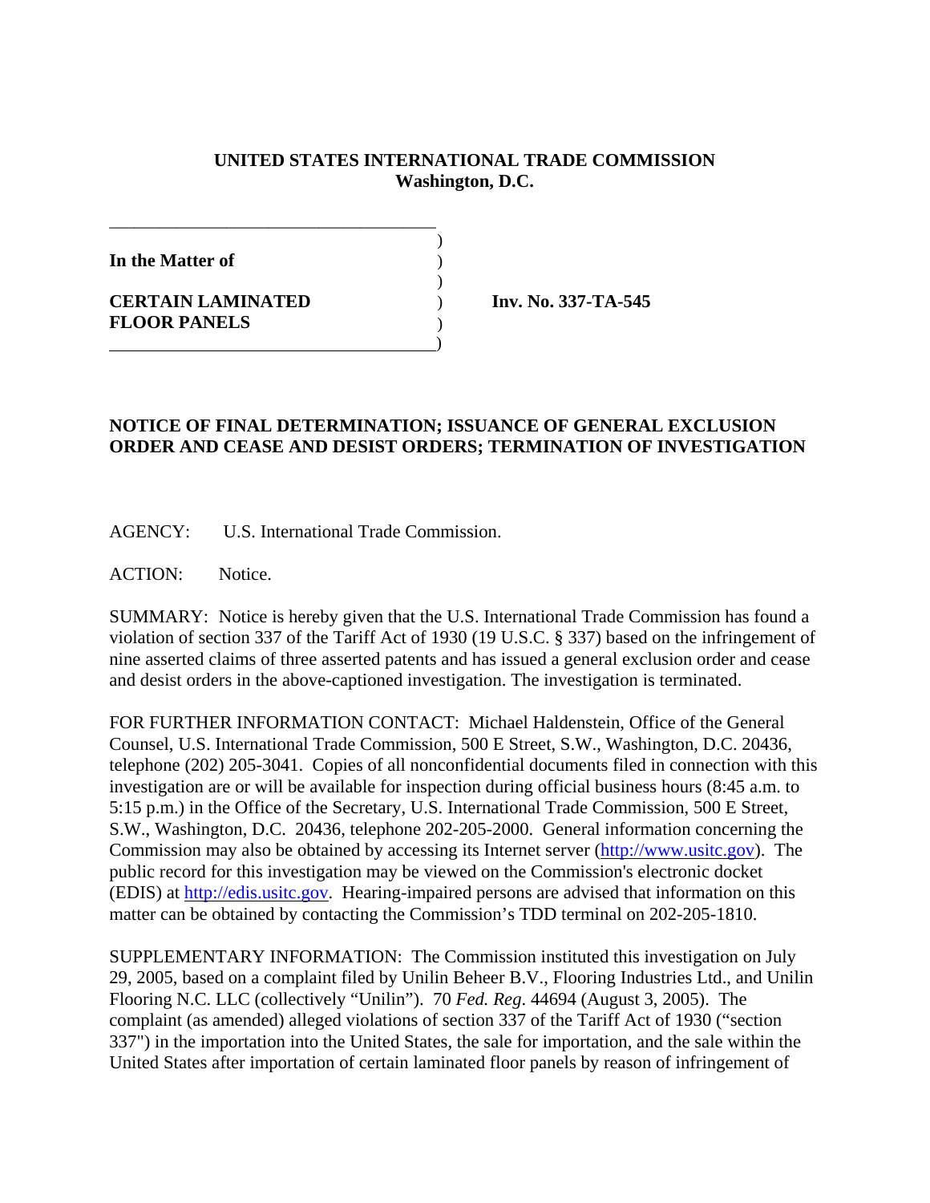**UNITED STATES INTERNATIONAL TRADE COMMISSION**
**Washington, D.C.**

**In the Matter of**

**CERTAIN LAMINATED FLOOR PANELS**

**Inv. No. 337-TA-545**

**NOTICE OF FINAL DETERMINATION; ISSUANCE OF GENERAL EXCLUSION ORDER AND CEASE AND DESIST ORDERS; TERMINATION OF INVESTIGATION**

AGENCY: U.S. International Trade Commission.

ACTION: Notice.

SUMMARY: Notice is hereby given that the U.S. International Trade Commission has found a violation of section 337 of the Tariff Act of 1930 (19 U.S.C. § 337) based on the infringement of nine asserted claims of three asserted patents and has issued a general exclusion order and cease and desist orders in the above-captioned investigation. The investigation is terminated.

FOR FURTHER INFORMATION CONTACT: Michael Haldenstein, Office of the General Counsel, U.S. International Trade Commission, 500 E Street, S.W., Washington, D.C. 20436, telephone (202) 205-3041. Copies of all nonconfidential documents filed in connection with this investigation are or will be available for inspection during official business hours (8:45 a.m. to 5:15 p.m.) in the Office of the Secretary, U.S. International Trade Commission, 500 E Street, S.W., Washington, D.C. 20436, telephone 202-205-2000. General information concerning the Commission may also be obtained by accessing its Internet server (http://www.usitc.gov). The public record for this investigation may be viewed on the Commission's electronic docket (EDIS) at http://edis.usitc.gov. Hearing-impaired persons are advised that information on this matter can be obtained by contacting the Commission's TDD terminal on 202-205-1810.

SUPPLEMENTARY INFORMATION: The Commission instituted this investigation on July 29, 2005, based on a complaint filed by Unilin Beheer B.V., Flooring Industries Ltd., and Unilin Flooring N.C. LLC (collectively "Unilin"). 70 *Fed. Reg*. 44694 (August 3, 2005). The complaint (as amended) alleged violations of section 337 of the Tariff Act of 1930 ("section 337") in the importation into the United States, the sale for importation, and the sale within the United States after importation of certain laminated floor panels by reason of infringement of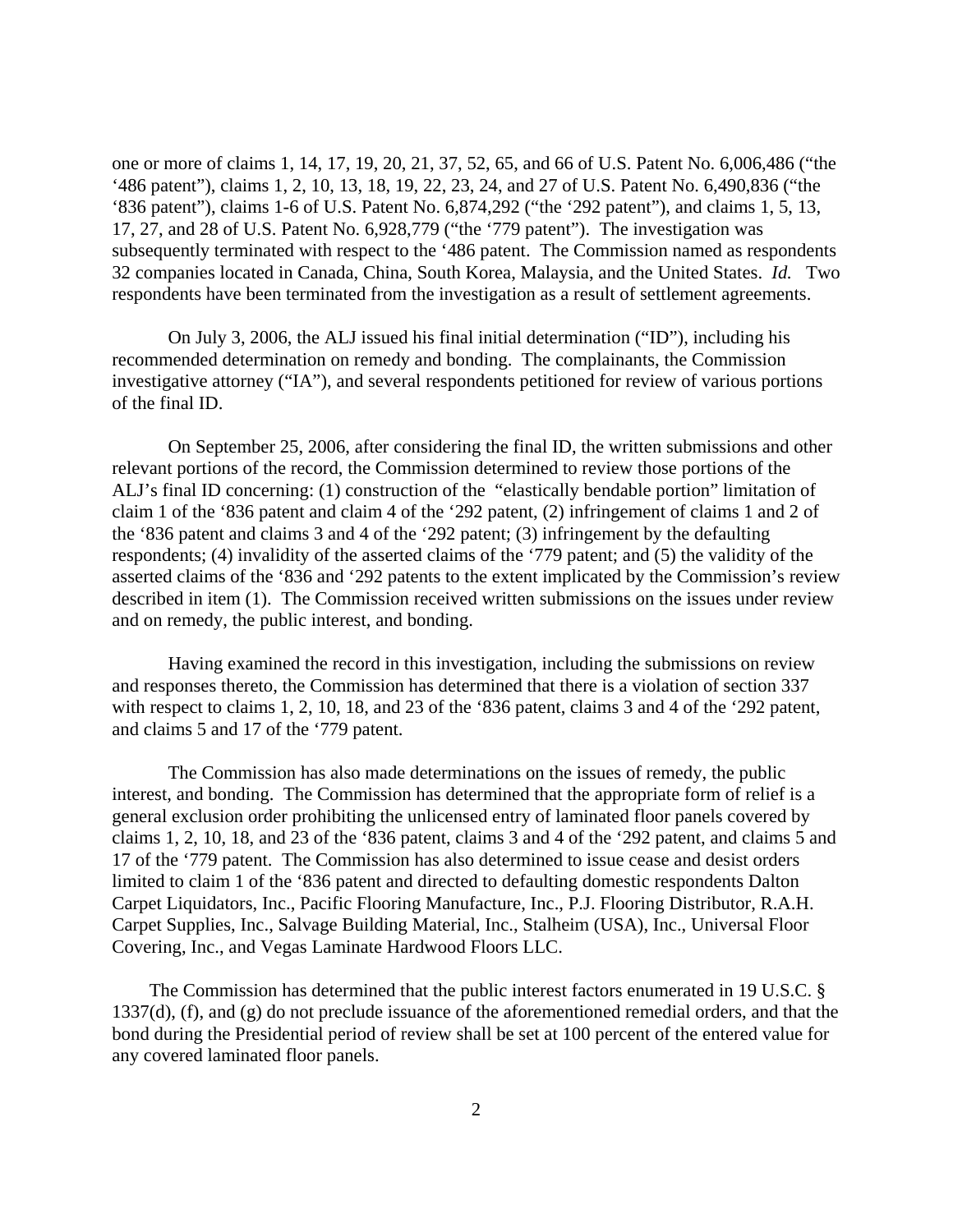one or more of claims 1, 14, 17, 19, 20, 21, 37, 52, 65, and 66 of U.S. Patent No. 6,006,486 ("the '486 patent"), claims 1, 2, 10, 13, 18, 19, 22, 23, 24, and 27 of U.S. Patent No. 6,490,836 ("the '836 patent"), claims 1-6 of U.S. Patent No. 6,874,292 ("the '292 patent"), and claims 1, 5, 13, 17, 27, and 28 of U.S. Patent No. 6,928,779 ("the '779 patent"). The investigation was subsequently terminated with respect to the '486 patent. The Commission named as respondents 32 companies located in Canada, China, South Korea, Malaysia, and the United States. *Id.* Two respondents have been terminated from the investigation as a result of settlement agreements.

On July 3, 2006, the ALJ issued his final initial determination ("ID"), including his recommended determination on remedy and bonding. The complainants, the Commission investigative attorney ("IA"), and several respondents petitioned for review of various portions of the final ID.

On September 25, 2006, after considering the final ID, the written submissions and other relevant portions of the record, the Commission determined to review those portions of the ALJ's final ID concerning: (1) construction of the "elastically bendable portion" limitation of claim 1 of the '836 patent and claim 4 of the '292 patent, (2) infringement of claims 1 and 2 of the '836 patent and claims 3 and 4 of the '292 patent; (3) infringement by the defaulting respondents; (4) invalidity of the asserted claims of the '779 patent; and (5) the validity of the asserted claims of the '836 and '292 patents to the extent implicated by the Commission's review described in item (1). The Commission received written submissions on the issues under review and on remedy, the public interest, and bonding.

Having examined the record in this investigation, including the submissions on review and responses thereto, the Commission has determined that there is a violation of section 337 with respect to claims 1, 2, 10, 18, and 23 of the '836 patent, claims 3 and 4 of the '292 patent, and claims 5 and 17 of the '779 patent.

The Commission has also made determinations on the issues of remedy, the public interest, and bonding. The Commission has determined that the appropriate form of relief is a general exclusion order prohibiting the unlicensed entry of laminated floor panels covered by claims 1, 2, 10, 18, and 23 of the '836 patent, claims 3 and 4 of the '292 patent, and claims 5 and 17 of the '779 patent. The Commission has also determined to issue cease and desist orders limited to claim 1 of the '836 patent and directed to defaulting domestic respondents Dalton Carpet Liquidators, Inc., Pacific Flooring Manufacture, Inc., P.J. Flooring Distributor, R.A.H. Carpet Supplies, Inc., Salvage Building Material, Inc., Stalheim (USA), Inc., Universal Floor Covering, Inc., and Vegas Laminate Hardwood Floors LLC.

The Commission has determined that the public interest factors enumerated in 19 U.S.C. § 1337(d), (f), and (g) do not preclude issuance of the aforementioned remedial orders, and that the bond during the Presidential period of review shall be set at 100 percent of the entered value for any covered laminated floor panels.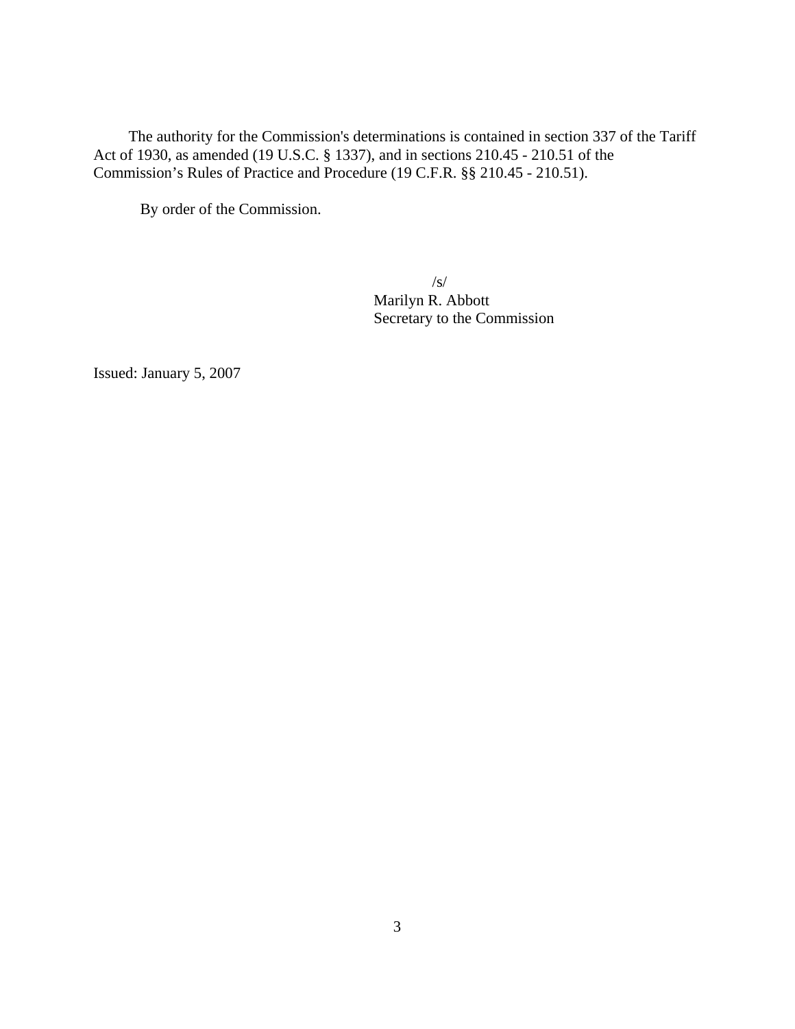The authority for the Commission's determinations is contained in section 337 of the Tariff Act of 1930, as amended (19 U.S.C. § 1337), and in sections 210.45 - 210.51 of the Commission's Rules of Practice and Procedure (19 C.F.R. §§ 210.45 - 210.51).

By order of the Commission.

/s/
Marilyn R. Abbott
Secretary to the Commission

Issued: January 5, 2007